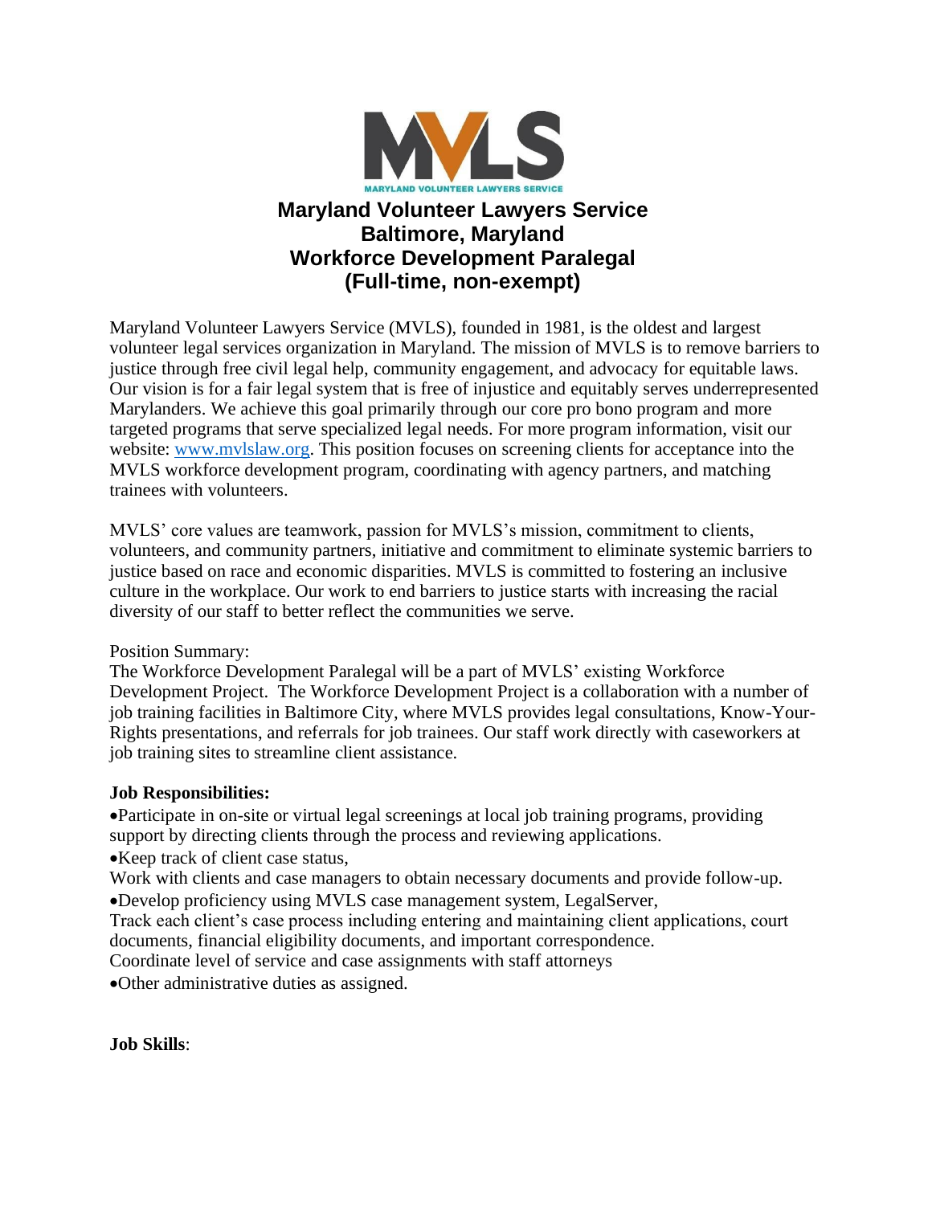# Maryland Volunteer Lawyers Service
## Baltimore, Maryland
## Workforce Development Paralegal
## (Full-time, non-exempt)

Maryland Volunteer Lawyers Service (MVLS), founded in 1981, is the oldest and largest volunteer legal services organization in Maryland. The mission of MVLS is to remove barriers to justice through free civil legal help, community engagement, and advocacy for equitable laws. Our vision is for a fair legal system that is free of injustice and equitably serves underrepresented Marylanders. We achieve this goal primarily through our core pro bono program and more targeted programs that serve specialized legal needs. For more program information, visit our website: [www.mvlslaw.org](http://www.mvlslaw.org). This position focuses on screening clients for acceptance into the MVLS workforce development program, coordinating with agency partners, and matching trainees with volunteers.

MVLS' core values are teamwork, passion for MVLS's mission, commitment to clients, volunteers, and community partners, initiative and commitment to eliminate systemic barriers to justice based on race and economic disparities. MVLS is committed to fostering an inclusive culture in the workplace. Our work to end barriers to justice starts with increasing the racial diversity of our staff to better reflect the communities we serve.

Position Summary:
The Workforce Development Paralegal will be a part of MVLS' existing Workforce Development Project. The Workforce Development Project is a collaboration with a number of job training facilities in Baltimore City, where MVLS provides legal consultations, Know-Your-Rights presentations, and referrals for job trainees. Our staff work directly with caseworkers at job training sites to streamline client assistance.

**Job Responsibilities:**

- Participate in on-site or virtual legal screenings at local job training programs, providing support by directing clients through the process and reviewing applications.
- Keep track of client case status,
  Work with clients and case managers to obtain necessary documents and provide follow-up.
- Develop proficiency using MVLS case management system, LegalServer,
  Track each client's case process including entering and maintaining client applications, court documents, financial eligibility documents, and important correspondence.
  Coordinate level of service and case assignments with staff attorneys
- Other administrative duties as assigned.

**Job Skills**: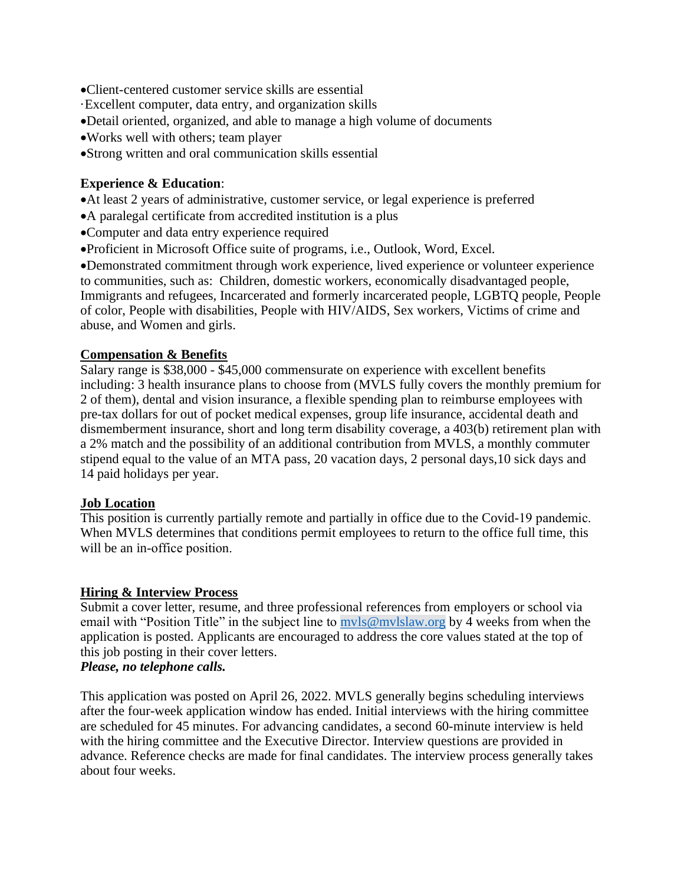- Client-centered customer service skills are essential
- Excellent computer, data entry, and organization skills
- Detail oriented, organized, and able to manage a high volume of documents
- Works well with others; team player
- Strong written and oral communication skills essential

**Experience & Education**:

- At least 2 years of administrative, customer service, or legal experience is preferred
- A paralegal certificate from accredited institution is a plus
- Computer and data entry experience required
- Proficient in Microsoft Office suite of programs, i.e., Outlook, Word, Excel.
- Demonstrated commitment through work experience, lived experience or volunteer experience to communities, such as: Children, domestic workers, economically disadvantaged people, Immigrants and refugees, Incarcerated and formerly incarcerated people, LGBTQ people, People of color, People with disabilities, People with HIV/AIDS, Sex workers, Victims of crime and abuse, and Women and girls.

**Compensation & Benefits**

Salary range is $38,000 - $45,000 commensurate on experience with excellent benefits including: 3 health insurance plans to choose from (MVLS fully covers the monthly premium for 2 of them), dental and vision insurance, a flexible spending plan to reimburse employees with pre-tax dollars for out of pocket medical expenses, group life insurance, accidental death and dismemberment insurance, short and long term disability coverage, a 403(b) retirement plan with a 2% match and the possibility of an additional contribution from MVLS, a monthly commuter stipend equal to the value of an MTA pass, 20 vacation days, 2 personal days,10 sick days and 14 paid holidays per year.

**Job Location**

This position is currently partially remote and partially in office due to the Covid-19 pandemic. When MVLS determines that conditions permit employees to return to the office full time, this will be an in-office position.

**Hiring & Interview Process**

Submit a cover letter, resume, and three professional references from employers or school via email with "Position Title" in the subject line to [mvls@mvlslaw.org](mailto:mvls@mvlslaw.org) by 4 weeks from when the application is posted. Applicants are encouraged to address the core values stated at the top of this job posting in their cover letters.

***Please, no telephone calls.***

This application was posted on April 26, 2022. MVLS generally begins scheduling interviews after the four-week application window has ended. Initial interviews with the hiring committee are scheduled for 45 minutes. For advancing candidates, a second 60-minute interview is held with the hiring committee and the Executive Director. Interview questions are provided in advance. Reference checks are made for final candidates. The interview process generally takes about four weeks.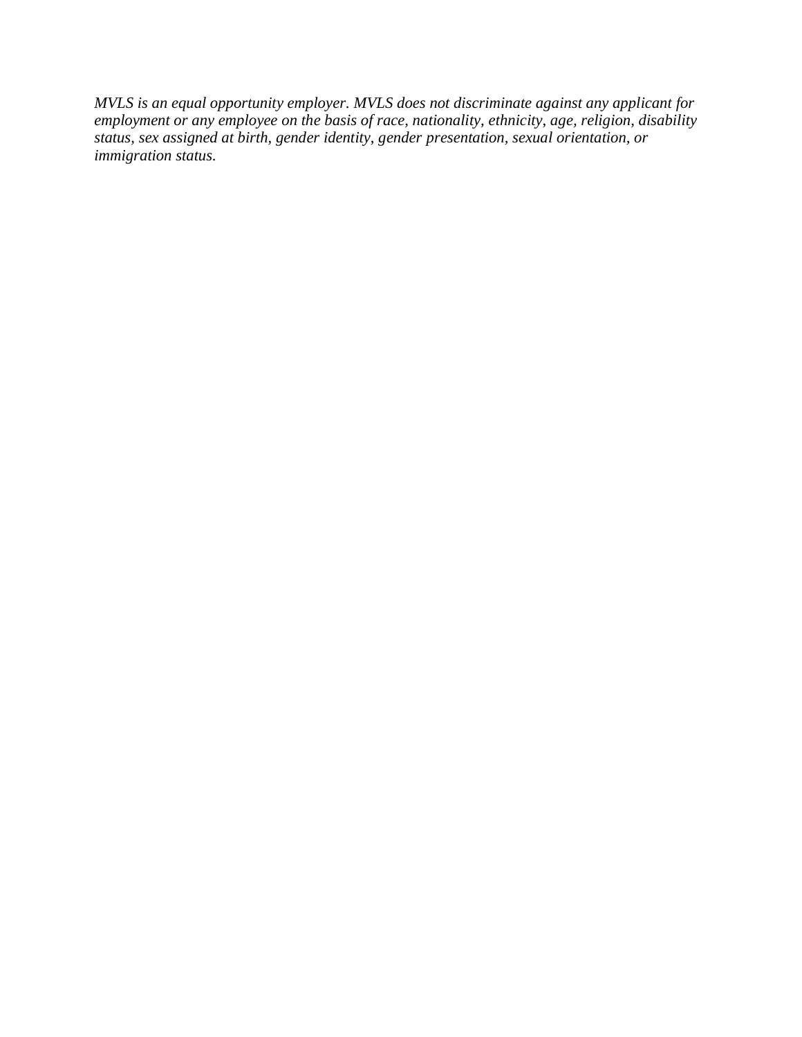*MVLS is an equal opportunity employer. MVLS does not discriminate against any applicant for employment or any employee on the basis of race, nationality, ethnicity, age, religion, disability status, sex assigned at birth, gender identity, gender presentation, sexual orientation, or immigration status.*